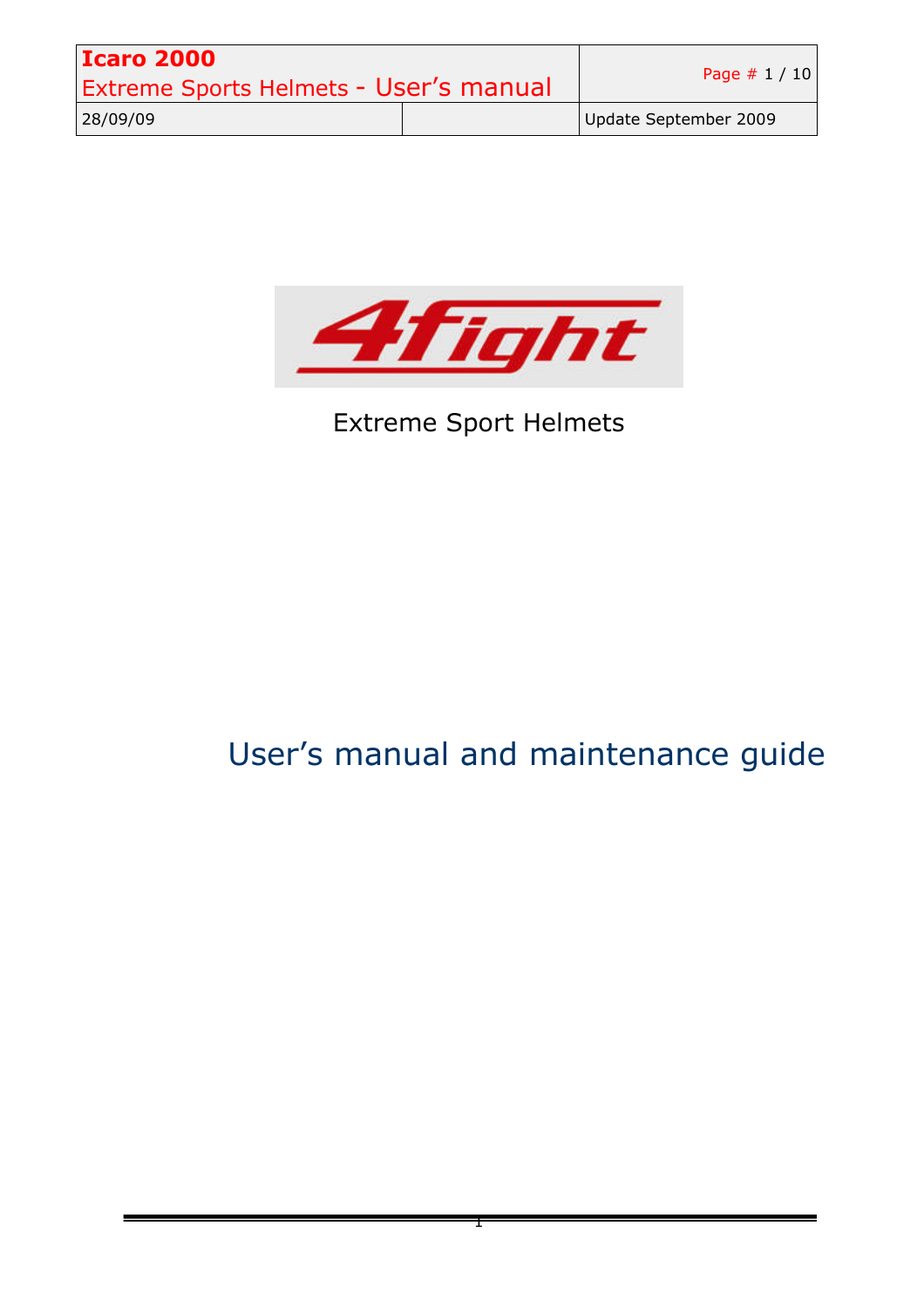4fight

Extreme Sport Helmets

# User's manual and maintenance guide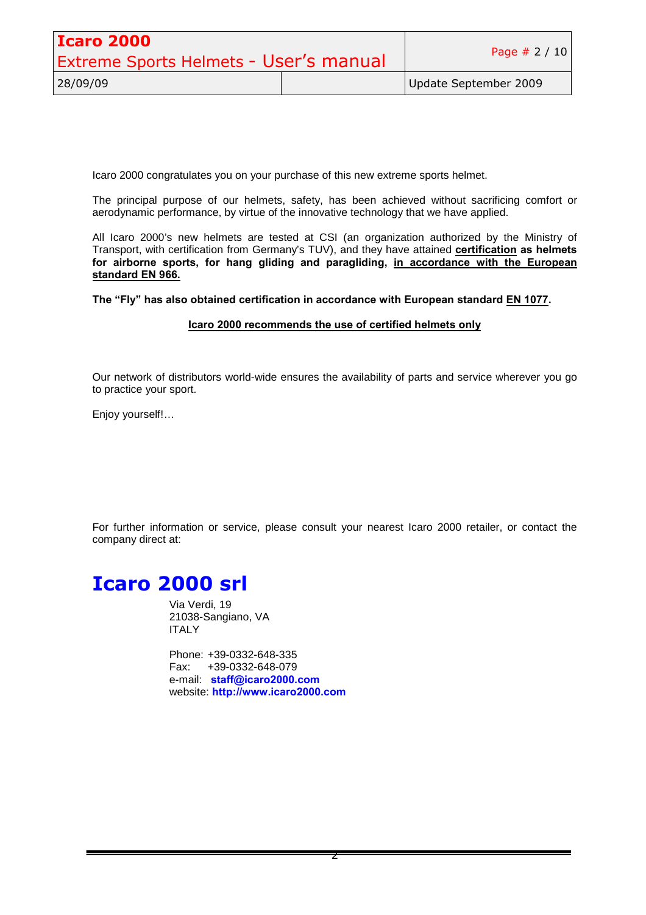Icaro 2000 congratulates you on your purchase of this new extreme sports helmet.

The principal purpose of our helmets, safety, has been achieved without sacrificing comfort or aerodynamic performance, by virtue of the innovative technology that we have applied.

All Icaro 2000's new helmets are tested at CSI (an organization authorized by the Ministry of Transport, with certification from Germany's TUV), and they have attained **certification as helmets for airborne sports, for hang gliding and paragliding, in accordance with the European standard EN 966.**

**The "Fly" has also obtained certification in accordance with European standard EN 1077.**

**Icaro 2000 recommends the use of certified helmets only**

Our network of distributors world-wide ensures the availability of parts and service wherever you go to practice your sport.

Enjoy yourself!…

For further information or service, please consult your nearest Icaro 2000 retailer, or contact the company direct at:

# Icaro 2000 srl

Via Verdi, 19
21038-Sangiano, VA
ITALY

Phone: +39-0332-648-335
Fax: +39-0332-648-079
e-mail: **staff@icaro2000.com**
website: **http://www.icaro2000.com**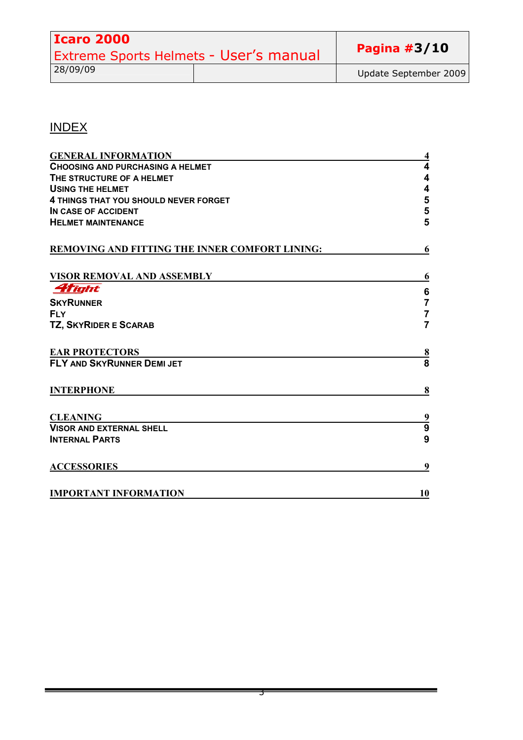# INDEX

| | |
|---|---|
| **GENERAL INFORMATION** | **4** |
| **CHOOSING AND PURCHASING A HELMET** | **4** |
| **THE STRUCTURE OF A HELMET** | **4** |
| **USING THE HELMET** | **4** |
| **4 THINGS THAT YOU SHOULD NEVER FORGET** | **5** |
| **IN CASE OF ACCIDENT** | **5** |
| **HELMET MAINTENANCE** | **5** |
| **REMOVING AND FITTING THE INNER COMFORT LINING:** | **6** |
| **VISOR REMOVAL AND ASSEMBLY** | **6** |
| ***4fight*** | **6** |
| **SKYRUNNER** | **7** |
| **FLY** | **7** |
| **TZ, SKYRIDER E SCARAB** | **7** |
| **EAR PROTECTORS** | **8** |
| **FLY AND SKYRUNNER DEMI JET** | **8** |
| **INTERPHONE** | **8** |
| **CLEANING** | **9** |
| **VISOR AND EXTERNAL SHELL** | **9** |
| **INTERNAL PARTS** | **9** |
| **ACCESSORIES** | **9** |
| **IMPORTANT INFORMATION** | **10** |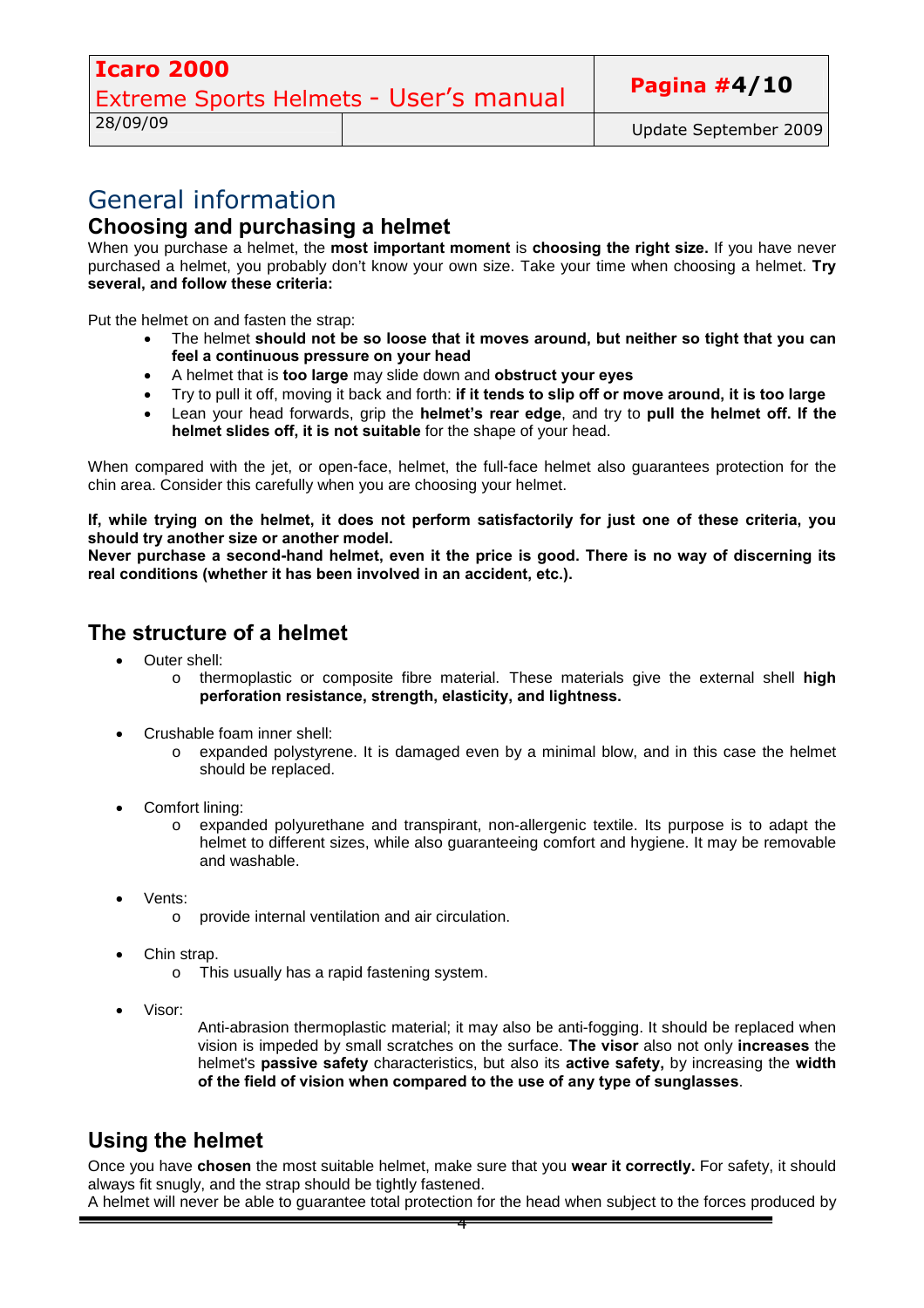# General information

## Choosing and purchasing a helmet

When you purchase a helmet, the **most important moment** is **choosing the right size.** If you have never purchased a helmet, you probably don't know your own size. Take your time when choosing a helmet. **Try several, and follow these criteria:**

Put the helmet on and fasten the strap:

- The helmet **should not be so loose that it moves around, but neither so tight that you can feel a continuous pressure on your head**
- A helmet that is **too large** may slide down and **obstruct your eyes**
- Try to pull it off, moving it back and forth: **if it tends to slip off or move around, it is too large**
- Lean your head forwards, grip the **helmet's rear edge**, and try to **pull the helmet off. If the helmet slides off, it is not suitable** for the shape of your head.

When compared with the jet, or open-face, helmet, the full-face helmet also guarantees protection for the chin area. Consider this carefully when you are choosing your helmet.

**If, while trying on the helmet, it does not perform satisfactorily for just one of these criteria, you should try another size or another model.**
**Never purchase a second-hand helmet, even if the price is good. There is no way of discerning its real conditions (whether it has been involved in an accident, etc.).**

## The structure of a helmet

- Outer shell:
  - thermoplastic or composite fibre material. These materials give the external shell **high perforation resistance, strength, elasticity, and lightness.**
- Crushable foam inner shell:
  - expanded polystyrene. It is damaged even by a minimal blow, and in this case the helmet should be replaced.
- Comfort lining:
  - expanded polyurethane and transpirant, non-allergenic textile. Its purpose is to adapt the helmet to different sizes, while also guaranteeing comfort and hygiene. It may be removable and washable.
- Vents:
  - provide internal ventilation and air circulation.
- Chin strap.
  - This usually has a rapid fastening system.
- Visor:

  Anti-abrasion thermoplastic material; it may also be anti-fogging. It should be replaced when vision is impeded by small scratches on the surface. **The visor** also not only **increases** the helmet's **passive safety** characteristics, but also its **active safety,** by increasing the **width of the field of vision when compared to the use of any type of sunglasses**.

## Using the helmet

Once you have **chosen** the most suitable helmet, make sure that you **wear it correctly.** For safety, it should always fit snugly, and the strap should be tightly fastened.
A helmet will never be able to guarantee total protection for the head when subject to the forces produced by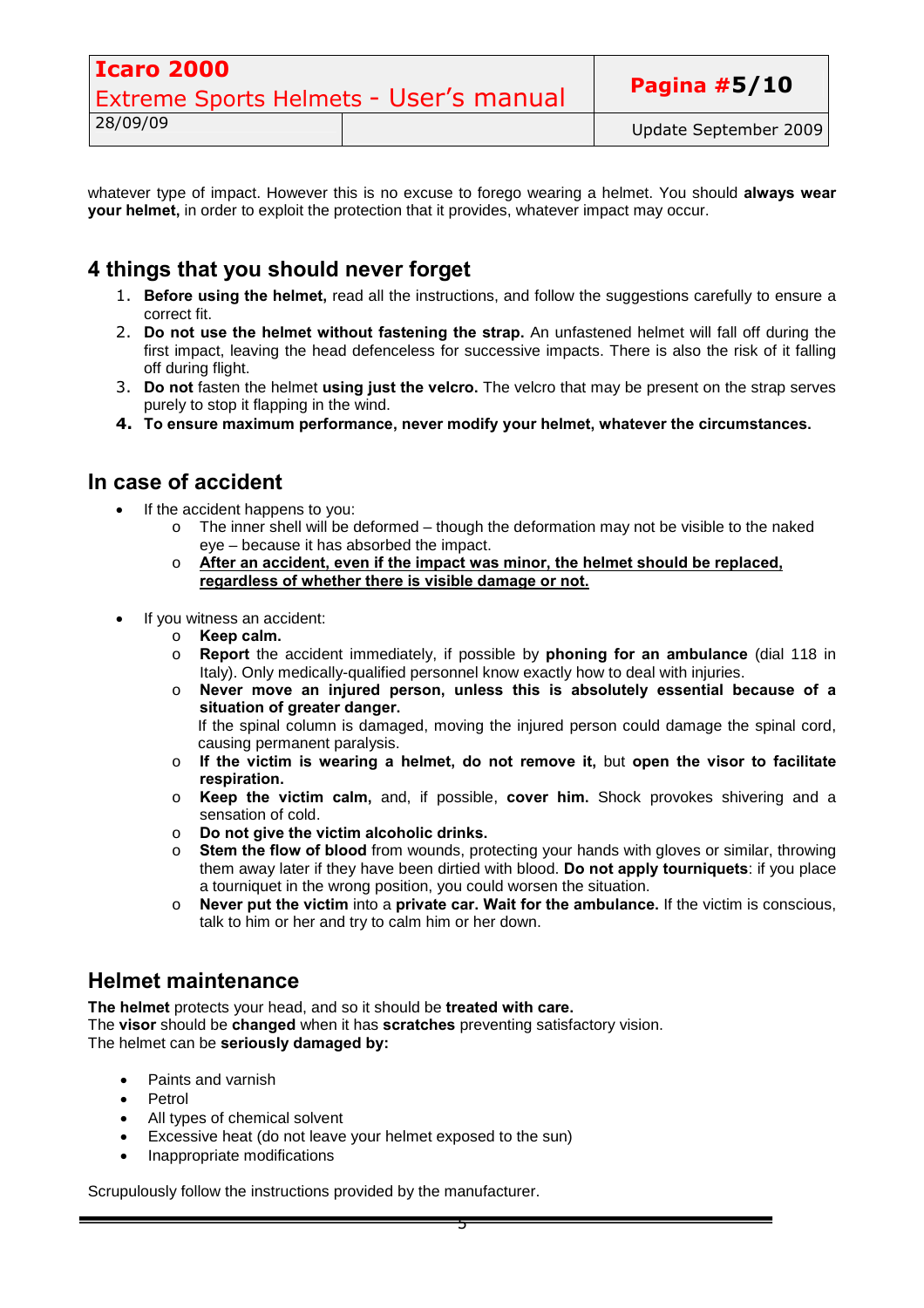whatever type of impact. However this is no excuse to forego wearing a helmet. You should **always wear your helmet,** in order to exploit the protection that it provides, whatever impact may occur.

## 4 things that you should never forget

1. **Before using the helmet,** read all the instructions, and follow the suggestions carefully to ensure a correct fit.
2. **Do not use the helmet without fastening the strap.** An unfastened helmet will fall off during the first impact, leaving the head defenceless for successive impacts. There is also the risk of it falling off during flight.
3. **Do not** fasten the helmet **using just the velcro.** The velcro that may be present on the strap serves purely to stop it flapping in the wind.
4. **To ensure maximum performance, never modify your helmet, whatever the circumstances.**

## In case of accident

- If the accident happens to you:
  - The inner shell will be deformed – though the deformation may not be visible to the naked eye – because it has absorbed the impact.
  - <u>**After an accident, even if the impact was minor, the helmet should be replaced, regardless of whether there is visible damage or not.**</u>

- If you witness an accident:
  - **Keep calm.**
  - **Report** the accident immediately, if possible by **phoning for an ambulance** (dial 118 in Italy). Only medically-qualified personnel know exactly how to deal with injuries.
  - **Never move an injured person, unless this is absolutely essential because of a situation of greater danger.**
    If the spinal column is damaged, moving the injured person could damage the spinal cord, causing permanent paralysis.
  - **If the victim is wearing a helmet, do not remove it,** but **open the visor to facilitate respiration.**
  - **Keep the victim calm,** and, if possible, **cover him.** Shock provokes shivering and a sensation of cold.
  - **Do not give the victim alcoholic drinks.**
  - **Stem the flow of blood** from wounds, protecting your hands with gloves or similar, throwing them away later if they have been dirtied with blood. **Do not apply tourniquets**: if you place a tourniquet in the wrong position, you could worsen the situation.
  - **Never put the victim** into a **private car. Wait for the ambulance.** If the victim is conscious, talk to him or her and try to calm him or her down.

## Helmet maintenance

**The helmet** protects your head, and so it should be **treated with care.**
The **visor** should be **changed** when it has **scratches** preventing satisfactory vision.
The helmet can be **seriously damaged by:**

- Paints and varnish
- Petrol
- All types of chemical solvent
- Excessive heat (do not leave your helmet exposed to the sun)
- Inappropriate modifications

Scrupulously follow the instructions provided by the manufacturer.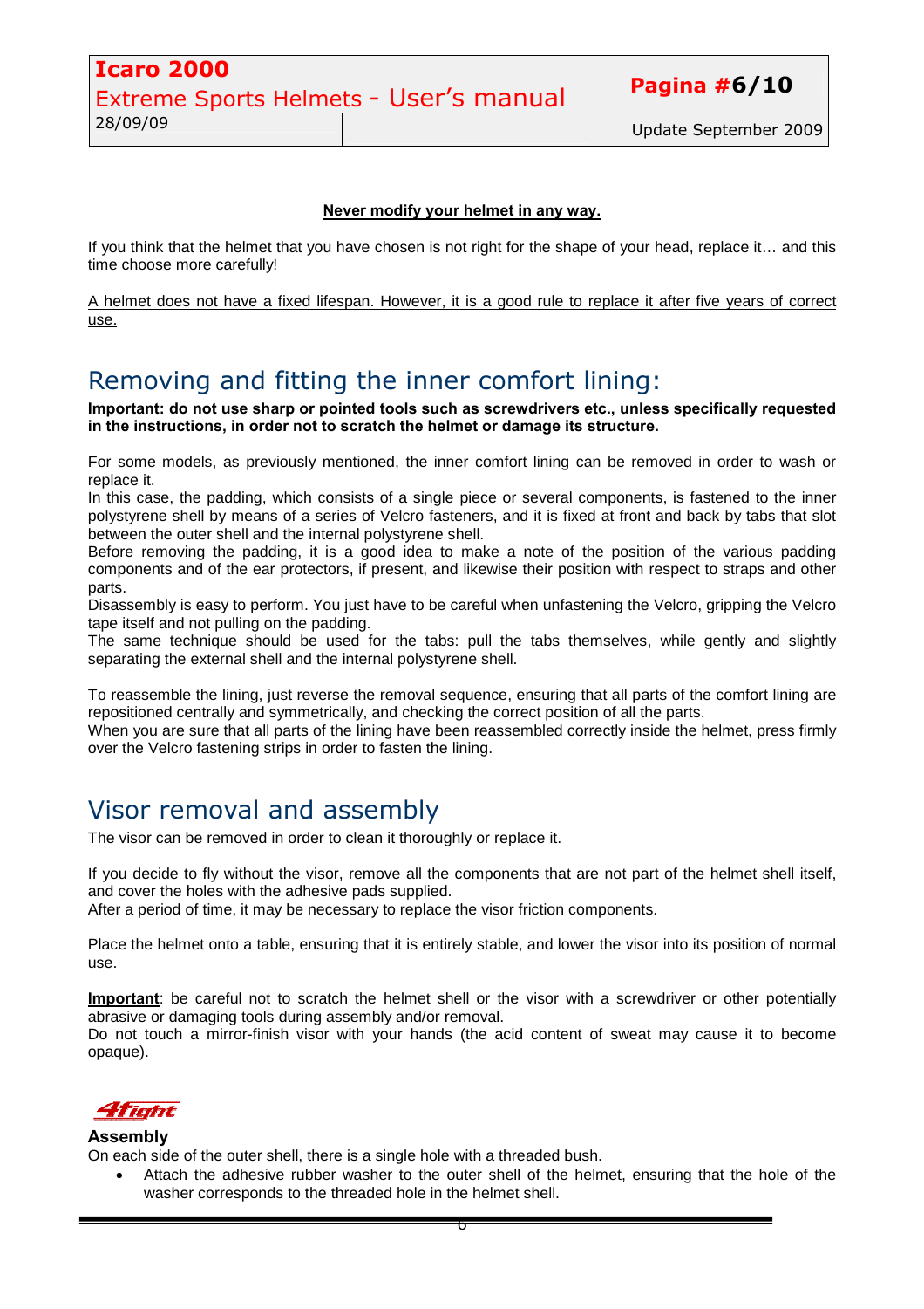**Never modify your helmet in any way.**

If you think that the helmet that you have chosen is not right for the shape of your head, replace it… and this time choose more carefully!

A helmet does not have a fixed lifespan. However, it is a good rule to replace it after five years of correct use.

## Removing and fitting the inner comfort lining:

**Important: do not use sharp or pointed tools such as screwdrivers etc., unless specifically requested in the instructions, in order not to scratch the helmet or damage its structure.**

For some models, as previously mentioned, the inner comfort lining can be removed in order to wash or replace it.
In this case, the padding, which consists of a single piece or several components, is fastened to the inner polystyrene shell by means of a series of Velcro fasteners, and it is fixed at front and back by tabs that slot between the outer shell and the internal polystyrene shell.
Before removing the padding, it is a good idea to make a note of the position of the various padding components and of the ear protectors, if present, and likewise their position with respect to straps and other parts.
Disassembly is easy to perform. You just have to be careful when unfastening the Velcro, gripping the Velcro tape itself and not pulling on the padding.
The same technique should be used for the tabs: pull the tabs themselves, while gently and slightly separating the external shell and the internal polystyrene shell.

To reassemble the lining, just reverse the removal sequence, ensuring that all parts of the comfort lining are repositioned centrally and symmetrically, and checking the correct position of all the parts.
When you are sure that all parts of the lining have been reassembled correctly inside the helmet, press firmly over the Velcro fastening strips in order to fasten the lining.

## Visor removal and assembly

The visor can be removed in order to clean it thoroughly or replace it.

If you decide to fly without the visor, remove all the components that are not part of the helmet shell itself, and cover the holes with the adhesive pads supplied.
After a period of time, it may be necessary to replace the visor friction components.

Place the helmet onto a table, ensuring that it is entirely stable, and lower the visor into its position of normal use.

**Important**: be careful not to scratch the helmet shell or the visor with a screwdriver or other potentially abrasive or damaging tools during assembly and/or removal.
Do not touch a mirror-finish visor with your hands (the acid content of sweat may cause it to become opaque).

*4fight*

### Assembly

On each side of the outer shell, there is a single hole with a threaded bush.

- Attach the adhesive rubber washer to the outer shell of the helmet, ensuring that the hole of the washer corresponds to the threaded hole in the helmet shell.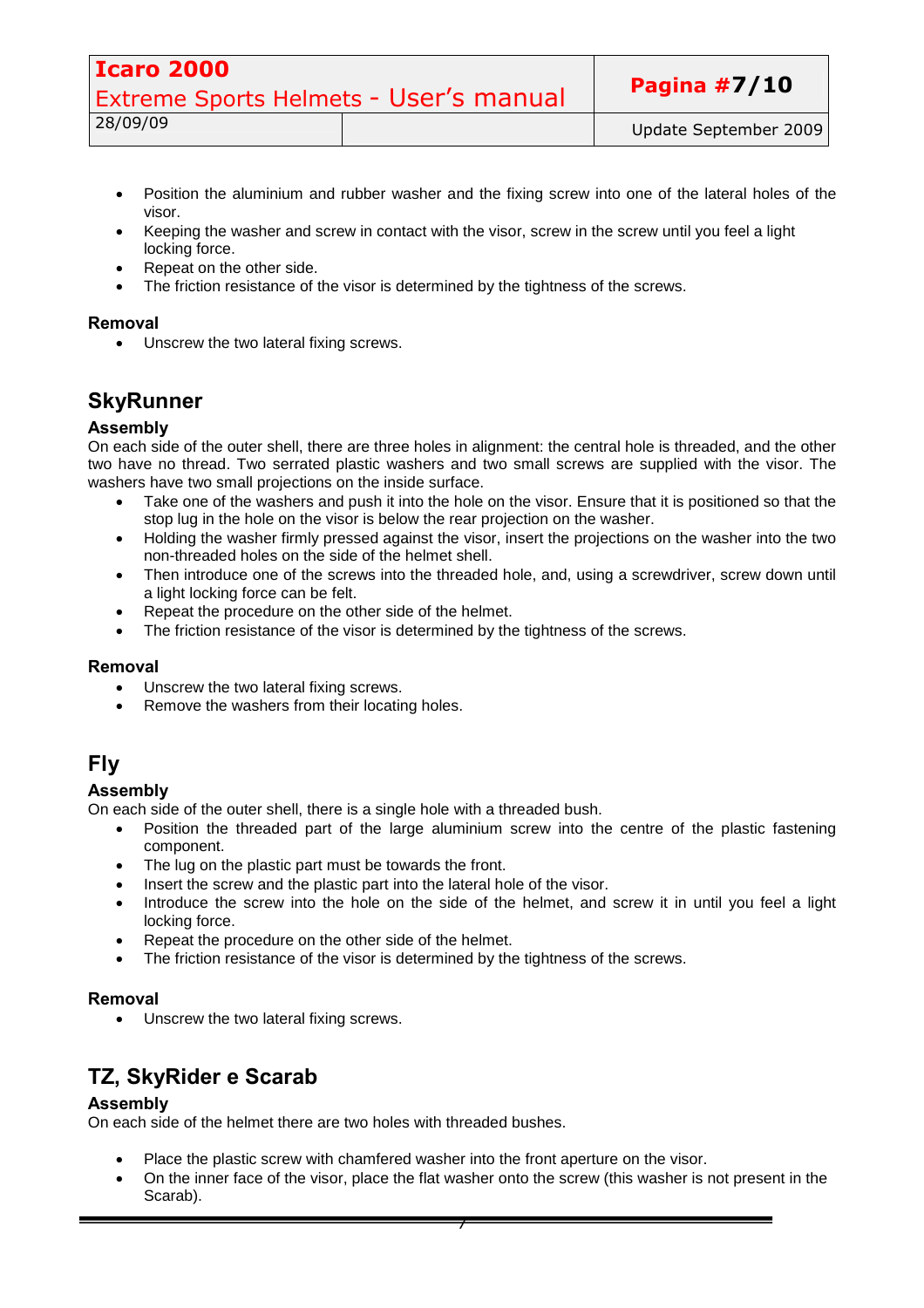- Position the aluminium and rubber washer and the fixing screw into one of the lateral holes of the visor.
- Keeping the washer and screw in contact with the visor, screw in the screw until you feel a light locking force.
- Repeat on the other side.
- The friction resistance of the visor is determined by the tightness of the screws.

### Removal

- Unscrew the two lateral fixing screws.

## SkyRunner

### Assembly

On each side of the outer shell, there are three holes in alignment: the central hole is threaded, and the other two have no thread. Two serrated plastic washers and two small screws are supplied with the visor. The washers have two small projections on the inside surface.

- Take one of the washers and push it into the hole on the visor. Ensure that it is positioned so that the stop lug in the hole on the visor is below the rear projection on the washer.
- Holding the washer firmly pressed against the visor, insert the projections on the washer into the two non-threaded holes on the side of the helmet shell.
- Then introduce one of the screws into the threaded hole, and, using a screwdriver, screw down until a light locking force can be felt.
- Repeat the procedure on the other side of the helmet.
- The friction resistance of the visor is determined by the tightness of the screws.

### Removal

- Unscrew the two lateral fixing screws.
- Remove the washers from their locating holes.

## Fly

### Assembly

On each side of the outer shell, there is a single hole with a threaded bush.

- Position the threaded part of the large aluminium screw into the centre of the plastic fastening component.
- The lug on the plastic part must be towards the front.
- Insert the screw and the plastic part into the lateral hole of the visor.
- Introduce the screw into the hole on the side of the helmet, and screw it in until you feel a light locking force.
- Repeat the procedure on the other side of the helmet.
- The friction resistance of the visor is determined by the tightness of the screws.

### Removal

- Unscrew the two lateral fixing screws.

## TZ, SkyRider e Scarab

### Assembly

On each side of the helmet there are two holes with threaded bushes.

- Place the plastic screw with chamfered washer into the front aperture on the visor.
- On the inner face of the visor, place the flat washer onto the screw (this washer is not present in the Scarab).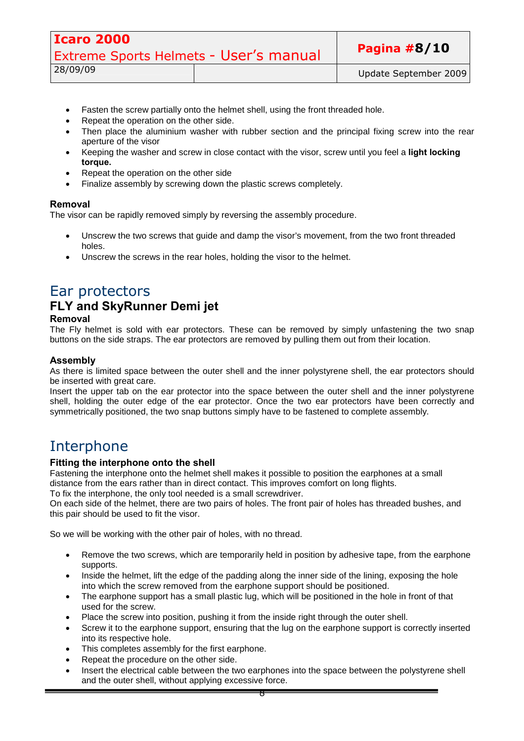- Fasten the screw partially onto the helmet shell, using the front threaded hole.
- Repeat the operation on the other side.
- Then place the aluminium washer with rubber section and the principal fixing screw into the rear aperture of the visor
- Keeping the washer and screw in close contact with the visor, screw until you feel a **light locking torque.**
- Repeat the operation on the other side
- Finalize assembly by screwing down the plastic screws completely.

### Removal

The visor can be rapidly removed simply by reversing the assembly procedure.

- Unscrew the two screws that guide and damp the visor's movement, from the two front threaded holes.
- Unscrew the screws in the rear holes, holding the visor to the helmet.

# Ear protectors

## FLY and SkyRunner Demi jet

### Removal

The Fly helmet is sold with ear protectors. These can be removed by simply unfastening the two snap buttons on the side straps. The ear protectors are removed by pulling them out from their location.

### Assembly

As there is limited space between the outer shell and the inner polystyrene shell, the ear protectors should be inserted with great care.
Insert the upper tab on the ear protector into the space between the outer shell and the inner polystyrene shell, holding the outer edge of the ear protector. Once the two ear protectors have been correctly and symmetrically positioned, the two snap buttons simply have to be fastened to complete assembly.

# Interphone

### Fitting the interphone onto the shell

Fastening the interphone onto the helmet shell makes it possible to position the earphones at a small distance from the ears rather than in direct contact. This improves comfort on long flights.
To fix the interphone, the only tool needed is a small screwdriver.
On each side of the helmet, there are two pairs of holes. The front pair of holes has threaded bushes, and this pair should be used to fit the visor.

So we will be working with the other pair of holes, with no thread.

- Remove the two screws, which are temporarily held in position by adhesive tape, from the earphone supports.
- Inside the helmet, lift the edge of the padding along the inner side of the lining, exposing the hole into which the screw removed from the earphone support should be positioned.
- The earphone support has a small plastic lug, which will be positioned in the hole in front of that used for the screw.
- Place the screw into position, pushing it from the inside right through the outer shell.
- Screw it to the earphone support, ensuring that the lug on the earphone support is correctly inserted into its respective hole.
- This completes assembly for the first earphone.
- Repeat the procedure on the other side.
- Insert the electrical cable between the two earphones into the space between the polystyrene shell and the outer shell, without applying excessive force.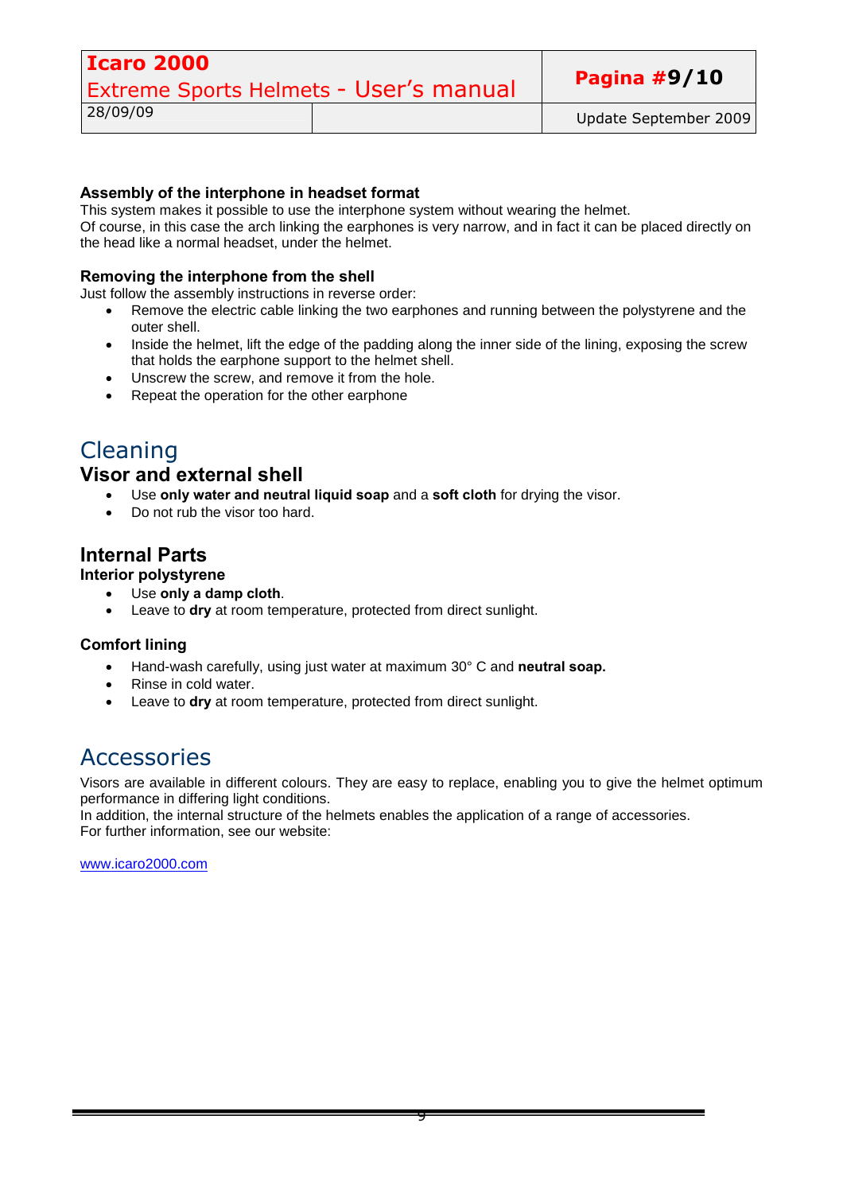### Assembly of the interphone in headset format

This system makes it possible to use the interphone system without wearing the helmet.
Of course, in this case the arch linking the earphones is very narrow, and in fact it can be placed directly on the head like a normal headset, under the helmet.

### Removing the interphone from the shell

Just follow the assembly instructions in reverse order:

- Remove the electric cable linking the two earphones and running between the polystyrene and the outer shell.
- Inside the helmet, lift the edge of the padding along the inner side of the lining, exposing the screw that holds the earphone support to the helmet shell.
- Unscrew the screw, and remove it from the hole.
- Repeat the operation for the other earphone

# Cleaning

## Visor and external shell

- Use **only water and neutral liquid soap** and a **soft cloth** for drying the visor.
- Do not rub the visor too hard.

## Internal Parts

### Interior polystyrene

- Use **only a damp cloth**.
- Leave to **dry** at room temperature, protected from direct sunlight.

### Comfort lining

- Hand-wash carefully, using just water at maximum 30° C and **neutral soap.**
- Rinse in cold water.
- Leave to **dry** at room temperature, protected from direct sunlight.

# Accessories

Visors are available in different colours. They are easy to replace, enabling you to give the helmet optimum performance in differing light conditions.
In addition, the internal structure of the helmets enables the application of a range of accessories.
For further information, see our website:

www.icaro2000.com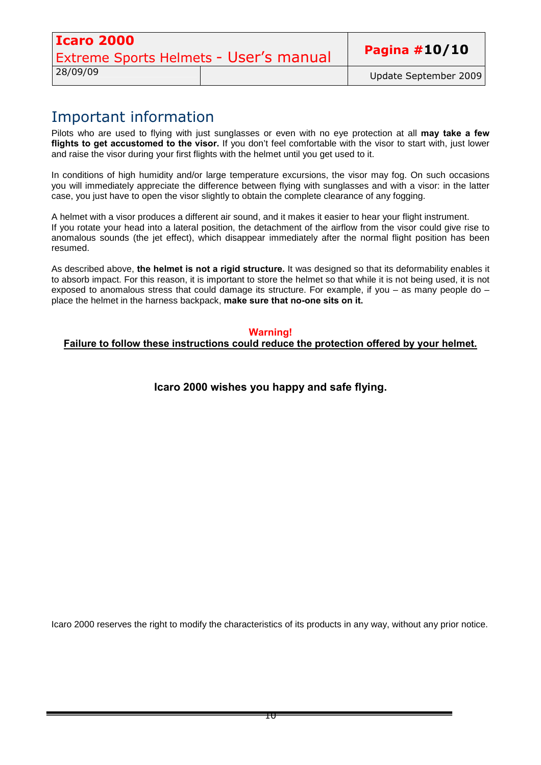# Important information

Pilots who are used to flying with just sunglasses or even with no eye protection at all **may take a few flights to get accustomed to the visor.** If you don't feel comfortable with the visor to start with, just lower and raise the visor during your first flights with the helmet until you get used to it.

In conditions of high humidity and/or large temperature excursions, the visor may fog. On such occasions you will immediately appreciate the difference between flying with sunglasses and with a visor: in the latter case, you just have to open the visor slightly to obtain the complete clearance of any fogging.

A helmet with a visor produces a different air sound, and it makes it easier to hear your flight instrument.
If you rotate your head into a lateral position, the detachment of the airflow from the visor could give rise to anomalous sounds (the jet effect), which disappear immediately after the normal flight position has been resumed.

As described above, **the helmet is not a rigid structure.** It was designed so that its deformability enables it to absorb impact. For this reason, it is important to store the helmet so that while it is not being used, it is not exposed to anomalous stress that could damage its structure. For example, if you – as many people do – place the helmet in the harness backpack, **make sure that no-one sits on it.**

**Warning!**

**<u>Failure to follow these instructions could reduce the protection offered by your helmet.</u>**

**Icaro 2000 wishes you happy and safe flying.**

Icaro 2000 reserves the right to modify the characteristics of its products in any way, without any prior notice.